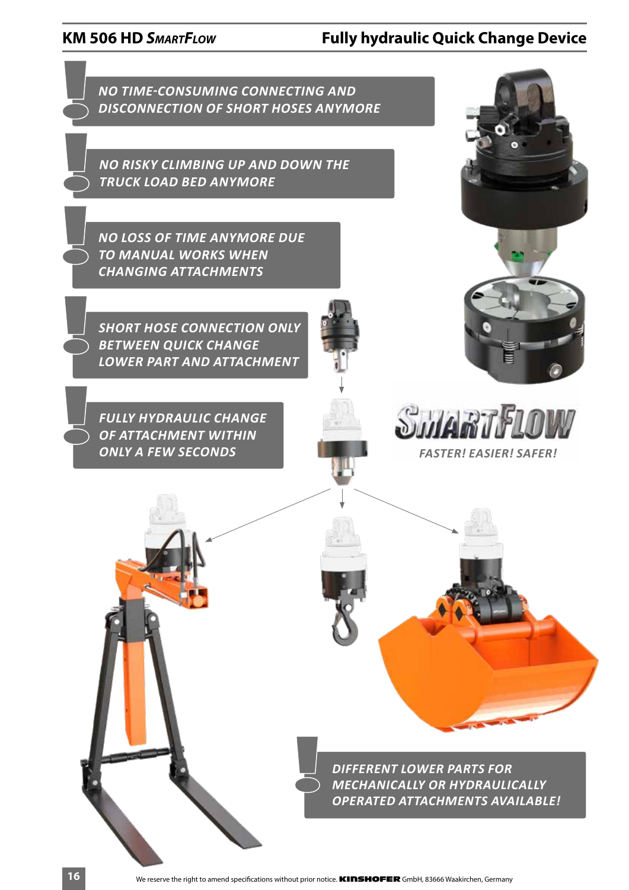# KM 506 HD *SmartFlow* — Fully hydraulic Quick Change Device

***NO TIME-CONSUMING CONNECTING AND DISCONNECTION OF SHORT HOSES ANYMORE***

***NO RISKY CLIMBING UP AND DOWN THE TRUCK LOAD BED ANYMORE***

***NO LOSS OF TIME ANYMORE DUE TO MANUAL WORKS WHEN CHANGING ATTACHMENTS***

***SHORT HOSE CONNECTION ONLY BETWEEN QUICK CHANGE LOWER PART AND ATTACHMENT***

***FULLY HYDRAULIC CHANGE OF ATTACHMENT WITHIN ONLY A FEW SECONDS***

**SMARTFLOW**

***FASTER! EASIER! SAFER!***

***DIFFERENT LOWER PARTS FOR MECHANICALLY OR HYDRAULICALLY OPERATED ATTACHMENTS AVAILABLE!***

We reserve the right to amend specifications without prior notice. KINSHOFER GmbH, 83666 Waakirchen, Germany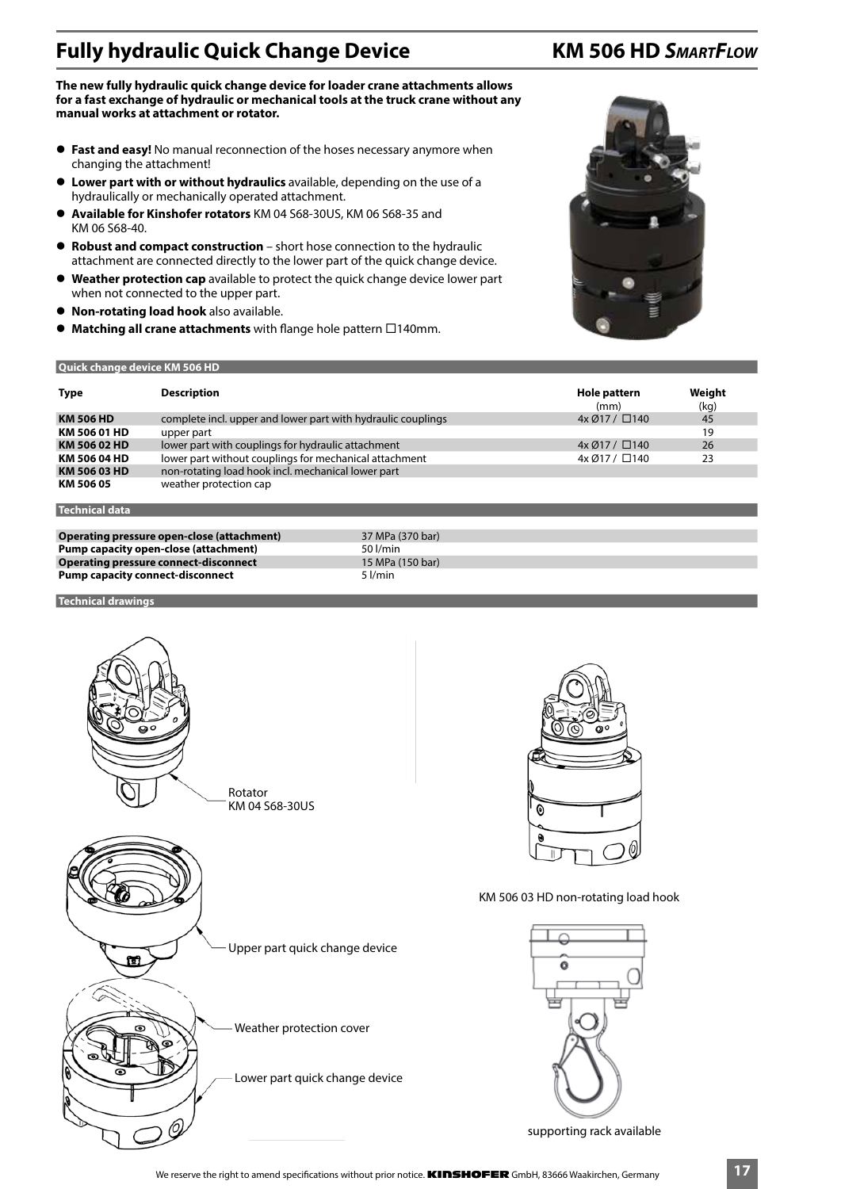# Fully hydraulic Quick Change Device

## KM 506 HD *SmartFlow*

**The new fully hydraulic quick change device for loader crane attachments allows for a fast exchange of hydraulic or mechanical tools at the truck crane without any manual works at attachment or rotator.**

- **Fast and easy!** No manual reconnection of the hoses necessary anymore when changing the attachment!
- **Lower part with or without hydraulics** available, depending on the use of a hydraulically or mechanically operated attachment.
- **Available for Kinshofer rotators** KM 04 S68-30US, KM 06 S68-35 and KM 06 S68-40.
- **Robust and compact construction** – short hose connection to the hydraulic attachment are connected directly to the lower part of the quick change device.
- **Weather protection cap** available to protect the quick change device lower part when not connected to the upper part.
- **Non-rotating load hook** also available.
- **Matching all crane attachments** with flange hole pattern □140mm.

### Quick change device KM 506 HD

| Type | Description | Hole pattern (mm) | Weight (kg) |
|---|---|---|---|
| **KM 506 HD** | complete incl. upper and lower part with hydraulic couplings | 4x Ø17 / □140 | 45 |
| **KM 506 01 HD** | upper part | | 19 |
| **KM 506 02 HD** | lower part with couplings for hydraulic attachment | 4x Ø17 / □140 | 26 |
| **KM 506 04 HD** | lower part without couplings for mechanical attachment | 4x Ø17 / □140 | 23 |
| **KM 506 03 HD** | non-rotating load hook incl. mechanical lower part | | |
| **KM 506 05** | weather protection cap | | |

### Technical data

| | |
|---|---|
| **Operating pressure open-close (attachment)** | 37 MPa (370 bar) |
| **Pump capacity open-close (attachment)** | 50 l/min |
| **Operating pressure connect-disconnect** | 15 MPa (150 bar) |
| **Pump capacity connect-disconnect** | 5 l/min |

### Technical drawings

Rotator KM 04 S68-30US

Upper part quick change device

Weather protection cover

Lower part quick change device

KM 506 03 HD non-rotating load hook

supporting rack available

We reserve the right to amend specifications without prior notice. KINSHOFER GmbH, 83666 Waakirchen, Germany